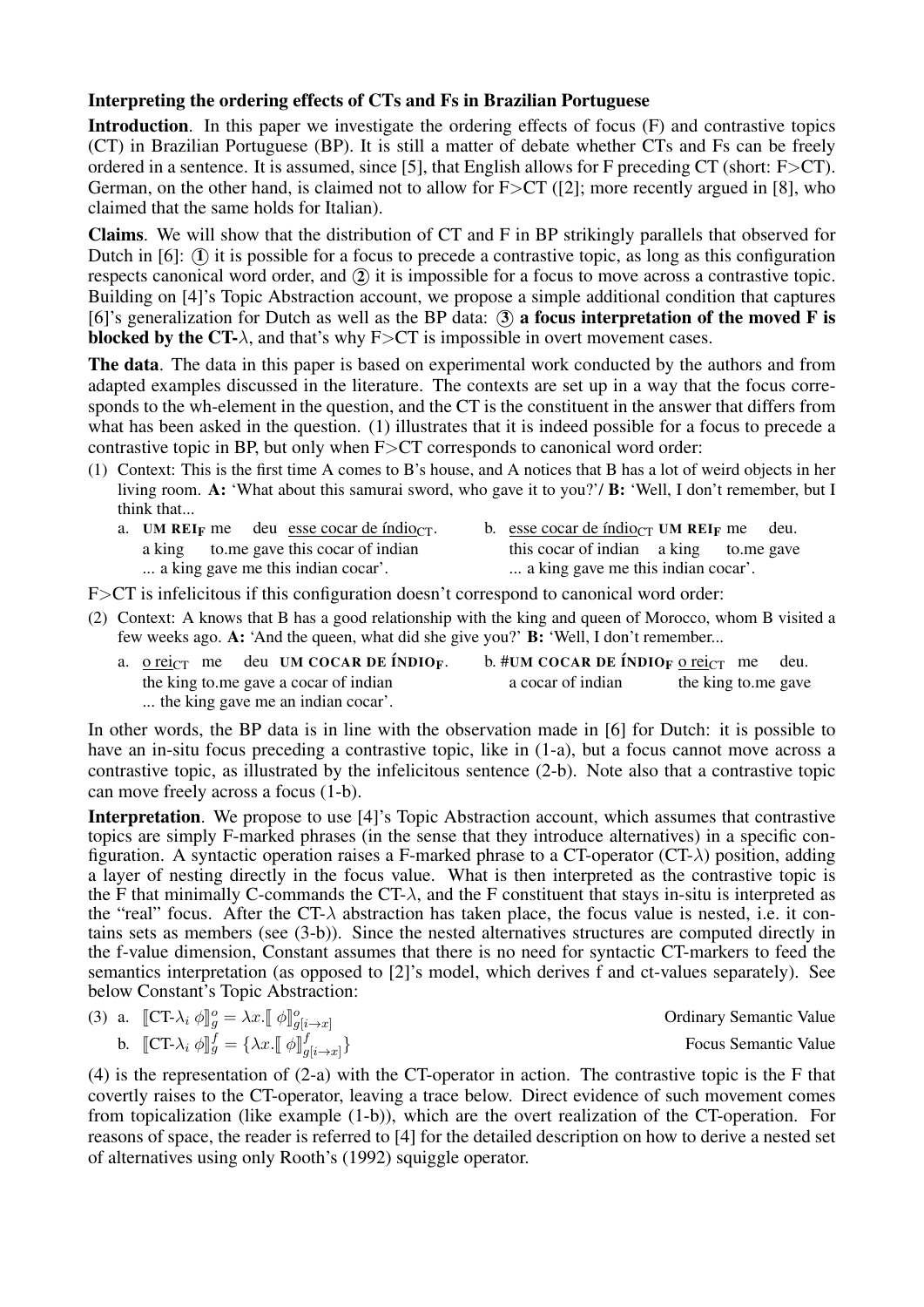## Interpreting the ordering effects of CTs and Fs in Brazilian Portuguese

**Introduction**. In this paper we investigate the ordering effects of focus (F) and contrastive topics (CT) in Brazilian Portuguese (BP). It is still a matter of debate whether CTs and Fs can be freely ordered in a sentence. It is assumed, since [5], that English allows for F preceding CT (short: F>CT). German, on the other hand, is claimed not to allow for F>CT ([2]; more recently argued in [8], who claimed that the same holds for Italian).

**Claims**. We will show that the distribution of CT and F in BP strikingly parallels that observed for Dutch in [6]: ① it is possible for a focus to precede a contrastive topic, as long as this configuration respects canonical word order, and ② it is impossible for a focus to move across a contrastive topic. Building on [4]'s Topic Abstraction account, we propose a simple additional condition that captures [6]'s generalization for Dutch as well as the BP data: ③ **a focus interpretation of the moved F is blocked by the CT-$\lambda$, and that's why F>CT is impossible in overt movement cases.**

**The data**. The data in this paper is based on experimental work conducted by the authors and from adapted examples discussed in the literature. The contexts are set up in a way that the focus corresponds to the wh-element in the question, and the CT is the constituent in the answer that differs from what has been asked in the question. (1) illustrates that it is indeed possible for a focus to precede a contrastive topic in BP, but only when F>CT corresponds to canonical word order:

(1) Context: This is the first time A comes to B's house, and A notices that B has a lot of weird objects in her living room. **A:** 'What about this samurai sword, who gave it to you?'/ **B:** 'Well, I don't remember, but I think that...

a. **UM REI**$_{\mathbf{F}}$ me deu esse cocar de índio$_{\mathrm{CT}}$.
a king to.me gave this cocar of indian
... a king gave me this indian cocar'.

b. esse cocar de índio$_{\mathrm{CT}}$ **UM REI**$_{\mathbf{F}}$ me deu.
this cocar of indian a king to.me gave
... a king gave me this indian cocar'.

F>CT is infelicitous if this configuration doesn't correspond to canonical word order:

(2) Context: A knows that B has a good relationship with the king and queen of Morocco, whom B visited a few weeks ago. **A:** 'And the queen, what did she give you?' **B:** 'Well, I don't remember...

a. o rei$_{\mathrm{CT}}$ me deu **UM COCAR DE ÍNDIO**$_{\mathbf{F}}$.
the king to.me gave a cocar of indian
... the king gave me an indian cocar'.

b. #**UM COCAR DE ÍNDIO**$_{\mathbf{F}}$ o rei$_{\mathrm{CT}}$ me deu.
a cocar of indian the king to.me gave

In other words, the BP data is in line with the observation made in [6] for Dutch: it is possible to have an in-situ focus preceding a contrastive topic, like in (1-a), but a focus cannot move across a contrastive topic, as illustrated by the infelicitous sentence (2-b). Note also that a contrastive topic can move freely across a focus (1-b).

**Interpretation**. We propose to use [4]'s Topic Abstraction account, which assumes that contrastive topics are simply F-marked phrases (in the sense that they introduce alternatives) in a specific configuration. A syntactic operation raises a F-marked phrase to a CT-operator (CT-$\lambda$) position, adding a layer of nesting directly in the focus value. What is then interpreted as the contrastive topic is the F that minimally C-commands the CT-$\lambda$, and the F constituent that stays in-situ is interpreted as the "real" focus. After the CT-$\lambda$ abstraction has taken place, the focus value is nested, i.e. it contains sets as members (see (3-b)). Since the nested alternatives structures are computed directly in the f-value dimension, Constant assumes that there is no need for syntactic CT-markers to feed the semantics interpretation (as opposed to [2]'s model, which derives f and ct-values separately). See below Constant's Topic Abstraction:

(3) a. $[\![\text{CT-}\lambda_i\ \phi]\!]^o_g = \lambda x.[\![\ \phi]\!]^o_{g[i\to x]}$ &nbsp;&nbsp;&nbsp; Ordinary Semantic Value

b. $[\![\text{CT-}\lambda_i\ \phi]\!]^f_g = \{\lambda x.[\![\ \phi]\!]^f_{g[i\to x]}\}$ &nbsp;&nbsp;&nbsp; Focus Semantic Value

(4) is the representation of (2-a) with the CT-operator in action. The contrastive topic is the F that covertly raises to the CT-operator, leaving a trace below. Direct evidence of such movement comes from topicalization (like example (1-b)), which are the overt realization of the CT-operation. For reasons of space, the reader is referred to [4] for the detailed description on how to derive a nested set of alternatives using only Rooth's (1992) squiggle operator.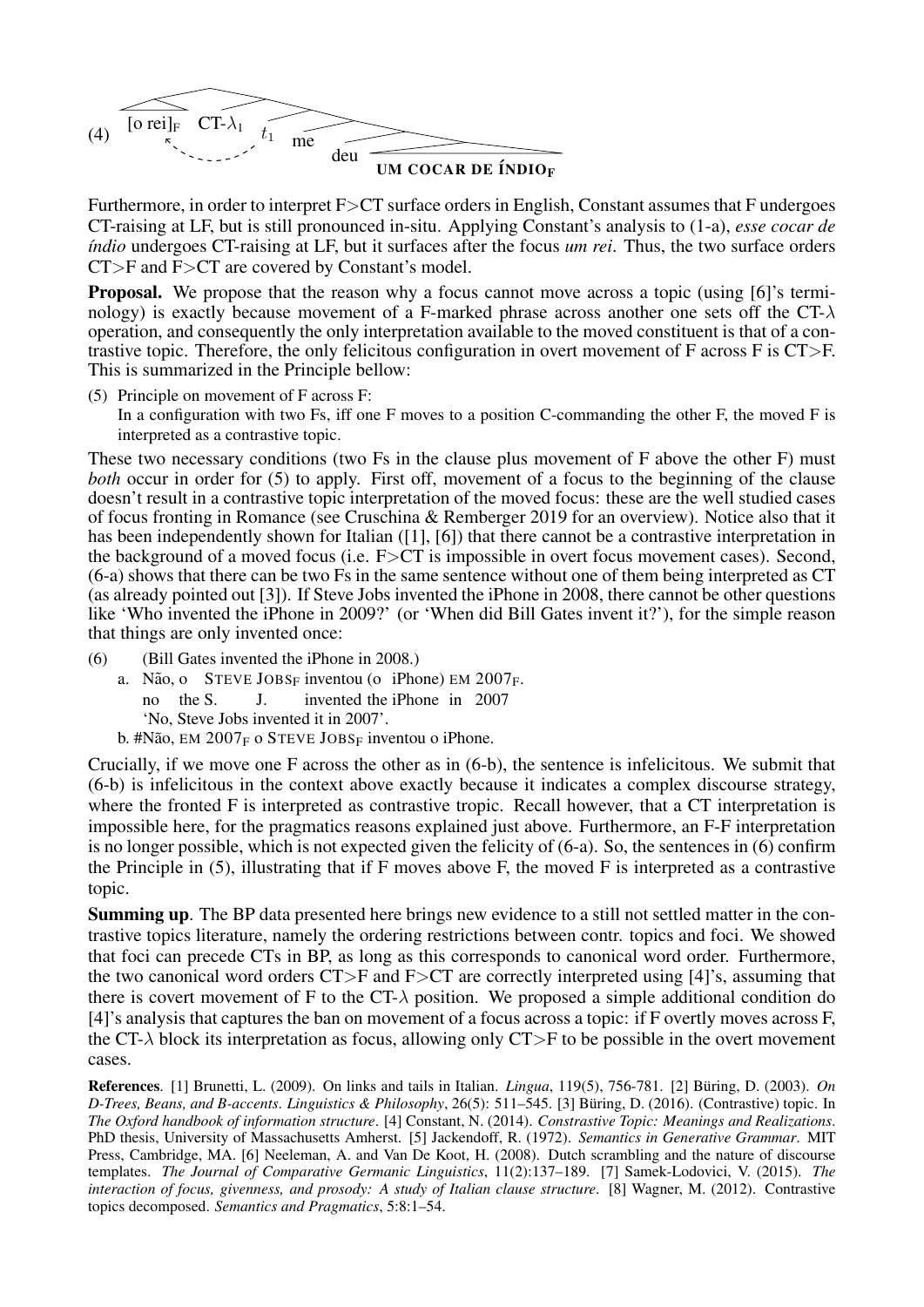(4) [o rei]$_F$ CT-$\lambda_1$ $t_1$ me deu UM COCAR DE ÍNDIO$_F$

Furthermore, in order to interpret F>CT surface orders in English, Constant assumes that F undergoes CT-raising at LF, but is still pronounced in-situ. Applying Constant's analysis to (1-a), *esse cocar de índio* undergoes CT-raising at LF, but it surfaces after the focus *um rei*. Thus, the two surface orders CT>F and F>CT are covered by Constant's model.

**Proposal.** We propose that the reason why a focus cannot move across a topic (using [6]'s terminology) is exactly because movement of a F-marked phrase across another one sets off the CT-$\lambda$ operation, and consequently the only interpretation available to the moved constituent is that of a contrastive topic. Therefore, the only felicitous configuration in overt movement of F across F is CT>F. This is summarized in the Principle bellow:

(5) Principle on movement of F across F:
In a configuration with two Fs, iff one F moves to a position C-commanding the other F, the moved F is interpreted as a contrastive topic.

These two necessary conditions (two Fs in the clause plus movement of F above the other F) must *both* occur in order for (5) to apply. First off, movement of a focus to the beginning of the clause doesn't result in a contrastive topic interpretation of the moved focus: these are the well studied cases of focus fronting in Romance (see Cruschina & Remberger 2019 for an overview). Notice also that it has been independently shown for Italian ([1], [6]) that there cannot be a contrastive interpretation in the background of a moved focus (i.e. F>CT is impossible in overt focus movement cases). Second, (6-a) shows that there can be two Fs in the same sentence without one of them being interpreted as CT (as already pointed out [3]). If Steve Jobs invented the iPhone in 2008, there cannot be other questions like 'Who invented the iPhone in 2009?' (or 'When did Bill Gates invent it?'), for the simple reason that things are only invented once:

(6) (Bill Gates invented the iPhone in 2008.)
a. Não, o STEVE JOBS$_F$ inventou (o iPhone) EM 2007$_F$.
no the S. J. invented the iPhone in 2007
'No, Steve Jobs invented it in 2007'.
b. #Não, EM 2007$_F$ o STEVE JOBS$_F$ inventou o iPhone.

Crucially, if we move one F across the other as in (6-b), the sentence is infelicitous. We submit that (6-b) is infelicitous in the context above exactly because it indicates a complex discourse strategy, where the fronted F is interpreted as contrastive tropic. Recall however, that a CT interpretation is impossible here, for the pragmatics reasons explained just above. Furthermore, an F-F interpretation is no longer possible, which is not expected given the felicity of (6-a). So, the sentences in (6) confirm the Principle in (5), illustrating that if F moves above F, the moved F is interpreted as a contrastive topic.

**Summing up**. The BP data presented here brings new evidence to a still not settled matter in the contrastive topics literature, namely the ordering restrictions between contr. topics and foci. We showed that foci can precede CTs in BP, as long as this corresponds to canonical word order. Furthermore, the two canonical word orders CT>F and F>CT are correctly interpreted using [4]'s, assuming that there is covert movement of F to the CT-$\lambda$ position. We proposed a simple additional condition do [4]'s analysis that captures the ban on movement of a focus across a topic: if F overtly moves across F, the CT-$\lambda$ block its interpretation as focus, allowing only CT>F to be possible in the overt movement cases.

**References**. [1] Brunetti, L. (2009). On links and tails in Italian. *Lingua*, 119(5), 756-781. [2] Büring, D. (2003). *On D-Trees, Beans, and B-accents. Linguistics & Philosophy*, 26(5): 511–545. [3] Büring, D. (2016). (Contrastive) topic. In *The Oxford handbook of information structure*. [4] Constant, N. (2014). *Constrastive Topic: Meanings and Realizations*. PhD thesis, University of Massachusetts Amherst. [5] Jackendoff, R. (1972). *Semantics in Generative Grammar*. MIT Press, Cambridge, MA. [6] Neeleman, A. and Van De Koot, H. (2008). Dutch scrambling and the nature of discourse templates. *The Journal of Comparative Germanic Linguistics*, 11(2):137–189. [7] Samek-Lodovici, V. (2015). *The interaction of focus, givenness, and prosody: A study of Italian clause structure*. [8] Wagner, M. (2012). Contrastive topics decomposed. *Semantics and Pragmatics*, 5:8:1–54.